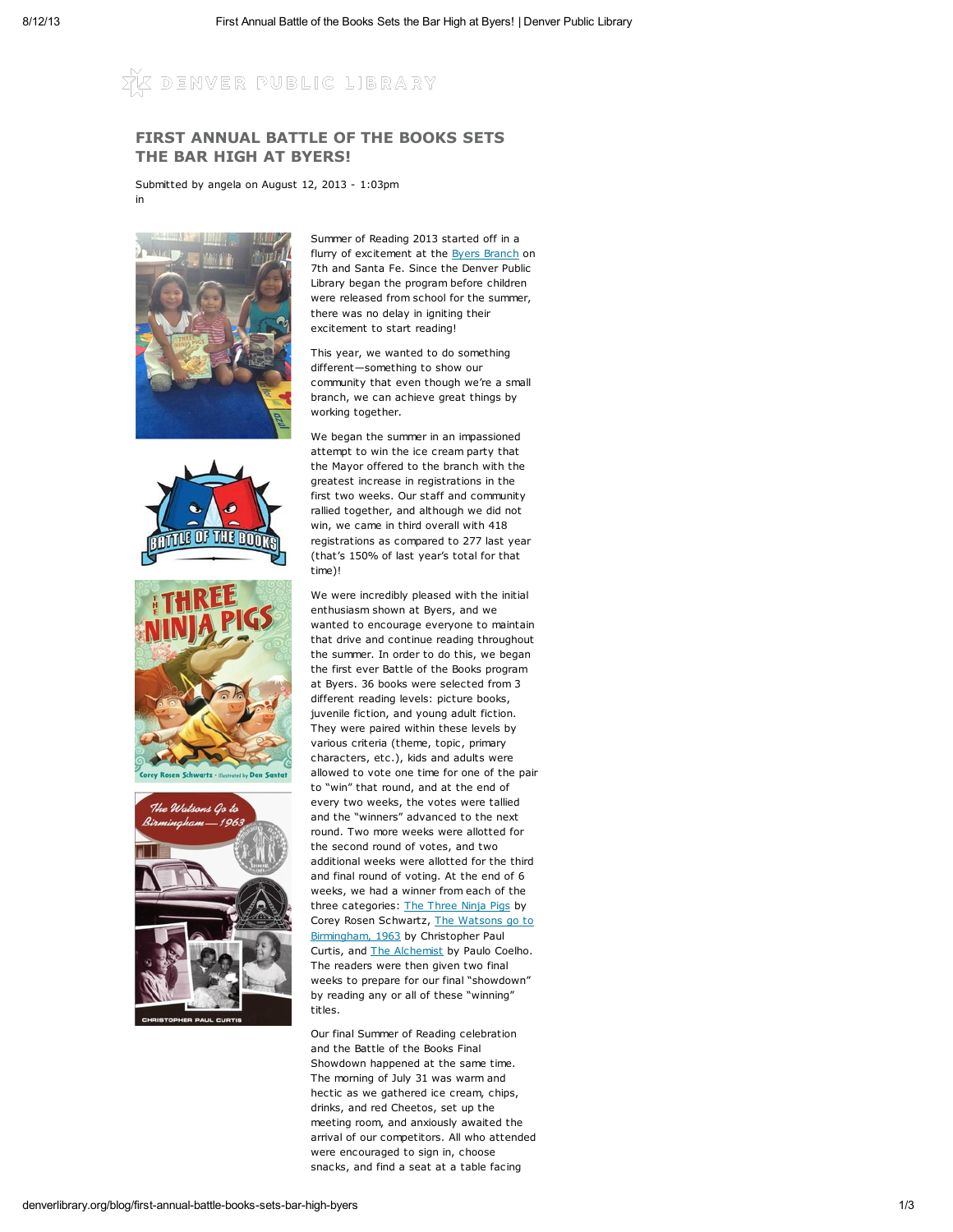# FIRST ANNUAL BATTLE OF THE BOOKS SETS THE BAR HIGH AT BYERS!

Submitted by angela on August 12, 2013 - 1:03pm
in

Summer of Reading 2013 started off in a flurry of excitement at the Byers Branch on 7th and Santa Fe. Since the Denver Public Library began the program before children were released from school for the summer, there was no delay in igniting their excitement to start reading!

This year, we wanted to do something different—something to show our community that even though we're a small branch, we can achieve great things by working together.

We began the summer in an impassioned attempt to win the ice cream party that the Mayor offered to the branch with the greatest increase in registrations in the first two weeks. Our staff and community rallied together, and although we did not win, we came in third overall with 418 registrations as compared to 277 last year (that's 150% of last year's total for that time)!

We were incredibly pleased with the initial enthusiasm shown at Byers, and we wanted to encourage everyone to maintain that drive and continue reading throughout the summer. In order to do this, we began the first ever Battle of the Books program at Byers. 36 books were selected from 3 different reading levels: picture books, juvenile fiction, and young adult fiction. They were paired within these levels by various criteria (theme, topic, primary characters, etc.), kids and adults were allowed to vote one time for one of the pair to "win" that round, and at the end of every two weeks, the votes were tallied and the "winners" advanced to the next round. Two more weeks were allotted for the second round of votes, and two additional weeks were allotted for the third and final round of voting. At the end of 6 weeks, we had a winner from each of the three categories: The Three Ninja Pigs by Corey Rosen Schwartz, The Watsons go to Birmingham, 1963 by Christopher Paul Curtis, and The Alchemist by Paulo Coelho. The readers were then given two final weeks to prepare for our final "showdown" by reading any or all of these "winning" titles.

Our final Summer of Reading celebration and the Battle of the Books Final Showdown happened at the same time. The morning of July 31 was warm and hectic as we gathered ice cream, chips, drinks, and red Cheetos, set up the meeting room, and anxiously awaited the arrival of our competitors. All who attended were encouraged to sign in, choose snacks, and find a seat at a table facing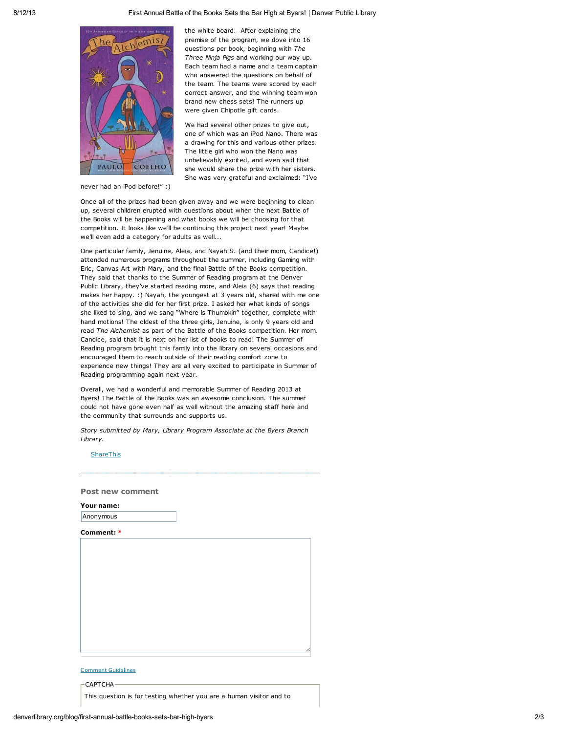the white board. After explaining the premise of the program, we dove into 16 questions per book, beginning with *The Three Ninja Pigs* and working our way up. Each team had a name and a team captain who answered the questions on behalf of the team. The teams were scored by each correct answer, and the winning team won brand new chess sets! The runners up were given Chipotle gift cards.

We had several other prizes to give out, one of which was an iPod Nano. There was a drawing for this and various other prizes. The little girl who won the Nano was unbelievably excited, and even said that she would share the prize with her sisters. She was very grateful and exclaimed: "I've never had an iPod before!" :)

Once all of the prizes had been given away and we were beginning to clean up, several children erupted with questions about when the next Battle of the Books will be happening and what books we will be choosing for that competition. It looks like we'll be continuing this project next year! Maybe we'll even add a category for adults as well...

One particular family, Jenuine, Aleia, and Nayah S. (and their mom, Candice!) attended numerous programs throughout the summer, including Gaming with Eric, Canvas Art with Mary, and the final Battle of the Books competition. They said that thanks to the Summer of Reading program at the Denver Public Library, they've started reading more, and Aleia (6) says that reading makes her happy. :) Nayah, the youngest at 3 years old, shared with me one of the activities she did for her first prize. I asked her what kinds of songs she liked to sing, and we sang "Where is Thumbkin" together, complete with hand motions! The oldest of the three girls, Jenuine, is only 9 years old and read *The Alchemist* as part of the Battle of the Books competition. Her mom, Candice, said that it is next on her list of books to read! The Summer of Reading program brought this family into the library on several occasions and encouraged them to reach outside of their reading comfort zone to experience new things! They are all very excited to participate in Summer of Reading programming again next year.

Overall, we had a wonderful and memorable Summer of Reading 2013 at Byers! The Battle of the Books was an awesome conclusion. The summer could not have gone even half as well without the amazing staff here and the community that surrounds and supports us.

*Story submitted by Mary, Library Program Associate at the Byers Branch Library.*

ShareThis

### Post new comment

**Your name:**

Anonymous

**Comment:** *

Comment Guidelines

CAPTCHA

This question is for testing whether you are a human visitor and to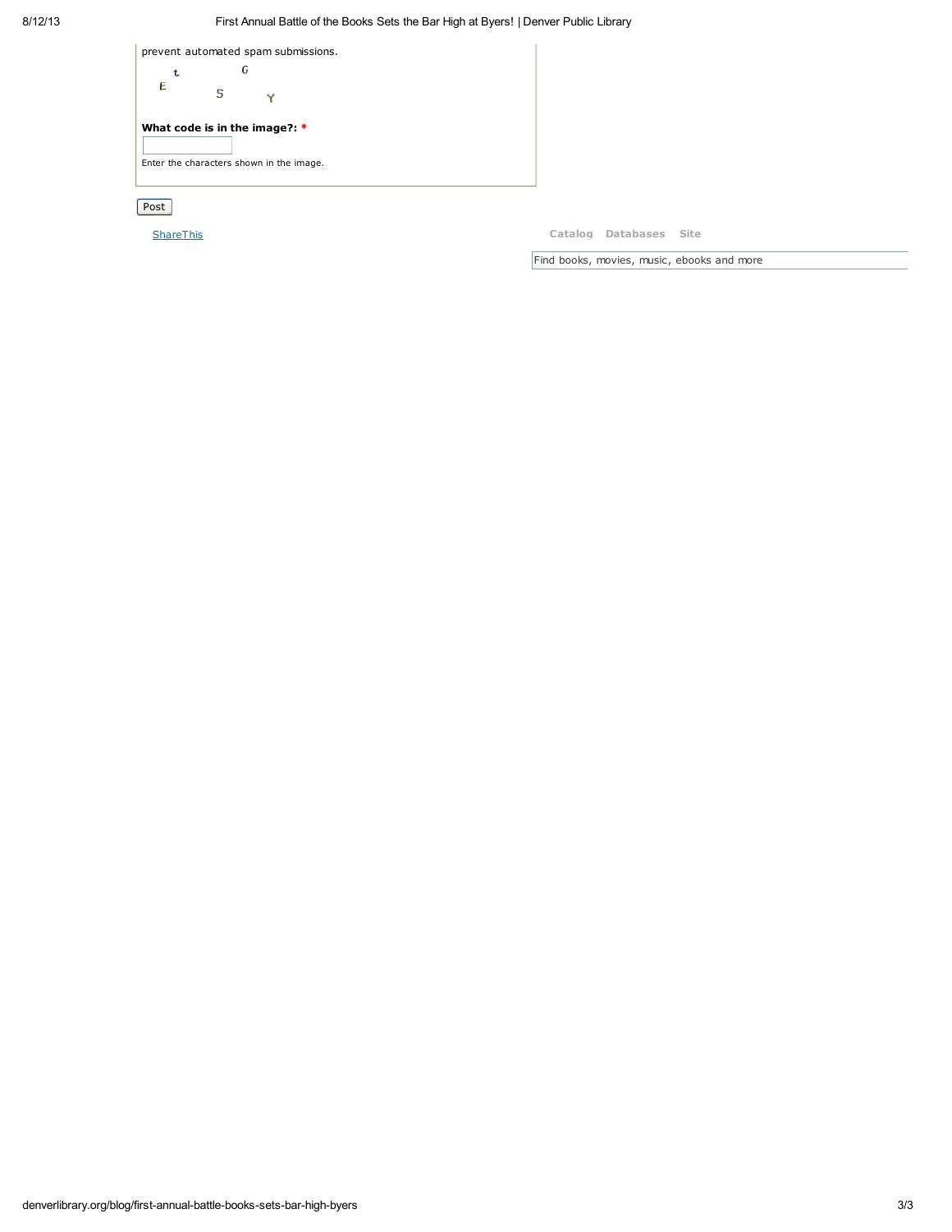prevent automated spam submissions.

E t S G Y

**What code is in the image?: ***

Enter the characters shown in the image.

Post

ShareThis

Catalog Databases Site

Find books, movies, music, ebooks and more